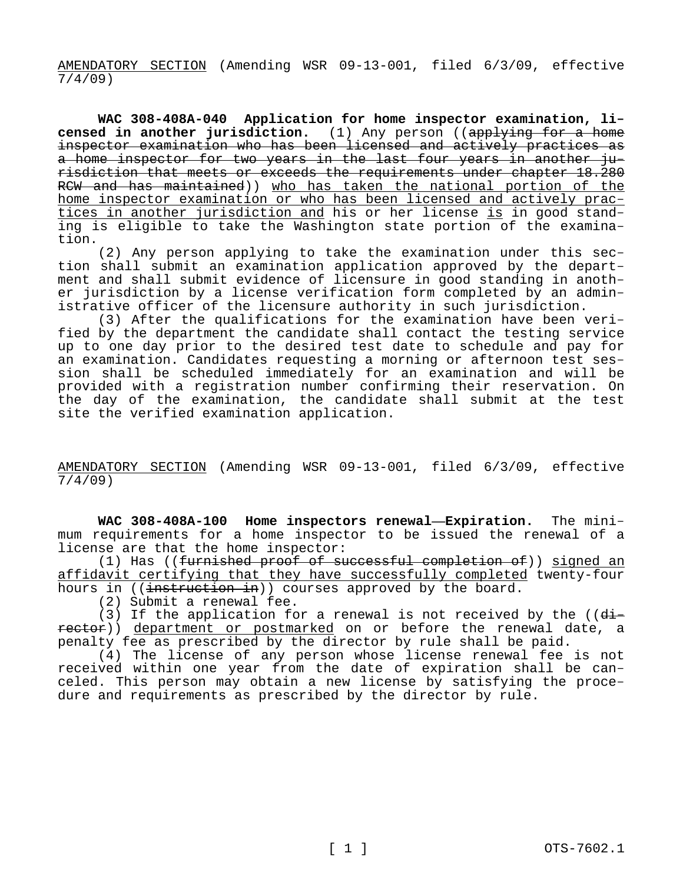AMENDATORY SECTION (Amending WSR 09-13-001, filed 6/3/09, effective 7/4/09)

**WAC 308-408A-040 Application for home inspector examination, licensed in another jurisdiction.** (1) Any person ((~~applying for a home inspector examination who has been licensed and actively practices as a home inspector for two years in the last four years in another jurisdiction that meets or exceeds the requirements under chapter 18.280 RCW and has maintained~~)) who has taken the national portion of the home inspector examination or who has been licensed and actively practices in another jurisdiction and his or her license is in good standing is eligible to take the Washington state portion of the examination.

(2) Any person applying to take the examination under this section shall submit an examination application approved by the department and shall submit evidence of licensure in good standing in another jurisdiction by a license verification form completed by an administrative officer of the licensure authority in such jurisdiction.

(3) After the qualifications for the examination have been verified by the department the candidate shall contact the testing service up to one day prior to the desired test date to schedule and pay for an examination. Candidates requesting a morning or afternoon test session shall be scheduled immediately for an examination and will be provided with a registration number confirming their reservation. On the day of the examination, the candidate shall submit at the test site the verified examination application.

AMENDATORY SECTION (Amending WSR 09-13-001, filed 6/3/09, effective 7/4/09)

**WAC 308-408A-100 Home inspectors renewal—Expiration.** The minimum requirements for a home inspector to be issued the renewal of a license are that the home inspector:

(1) Has ((~~furnished proof of successful completion of~~)) signed an affidavit certifying that they have successfully completed twenty-four hours in ((~~instruction in~~)) courses approved by the board.

(2) Submit a renewal fee.

(3) If the application for a renewal is not received by the ((~~director~~)) department or postmarked on or before the renewal date, a penalty fee as prescribed by the director by rule shall be paid.

(4) The license of any person whose license renewal fee is not received within one year from the date of expiration shall be canceled. This person may obtain a new license by satisfying the procedure and requirements as prescribed by the director by rule.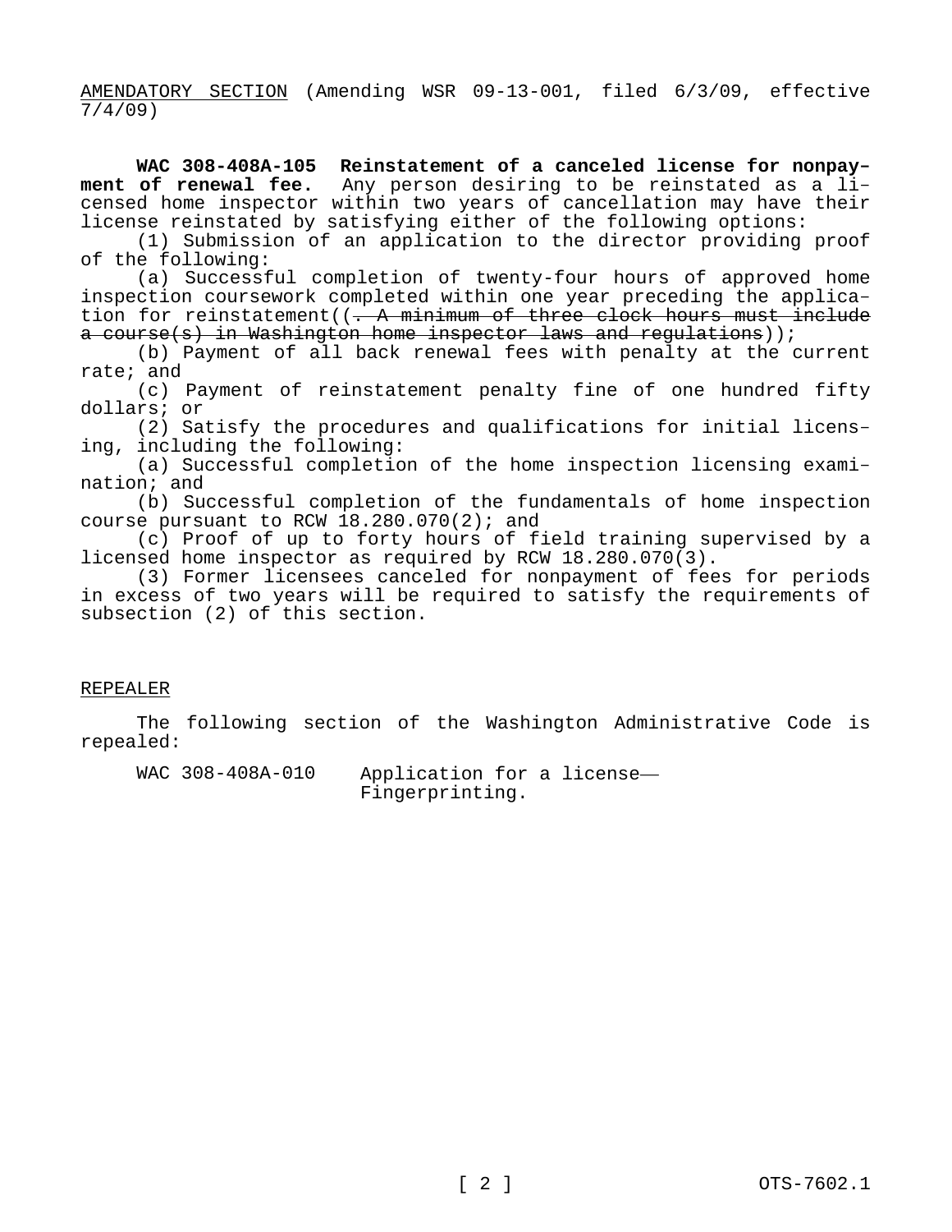AMENDATORY SECTION (Amending WSR 09-13-001, filed 6/3/09, effective 7/4/09)

**WAC 308-408A-105 Reinstatement of a canceled license for nonpayment of renewal fee.** Any person desiring to be reinstated as a licensed home inspector within two years of cancellation may have their license reinstated by satisfying either of the following options:

(1) Submission of an application to the director providing proof of the following:

(a) Successful completion of twenty-four hours of approved home inspection coursework completed within one year preceding the application for reinstatement((~~. A minimum of three clock hours must include a course(s) in Washington home inspector laws and regulations~~));

(b) Payment of all back renewal fees with penalty at the current rate; and

(c) Payment of reinstatement penalty fine of one hundred fifty dollars; or

(2) Satisfy the procedures and qualifications for initial licensing, including the following:

(a) Successful completion of the home inspection licensing examination; and

(b) Successful completion of the fundamentals of home inspection course pursuant to RCW 18.280.070(2); and

(c) Proof of up to forty hours of field training supervised by a licensed home inspector as required by RCW 18.280.070(3).

(3) Former licensees canceled for nonpayment of fees for periods in excess of two years will be required to satisfy the requirements of subsection (2) of this section.

REPEALER

The following section of the Washington Administrative Code is repealed:

WAC 308-408A-010 Application for a license—Fingerprinting.